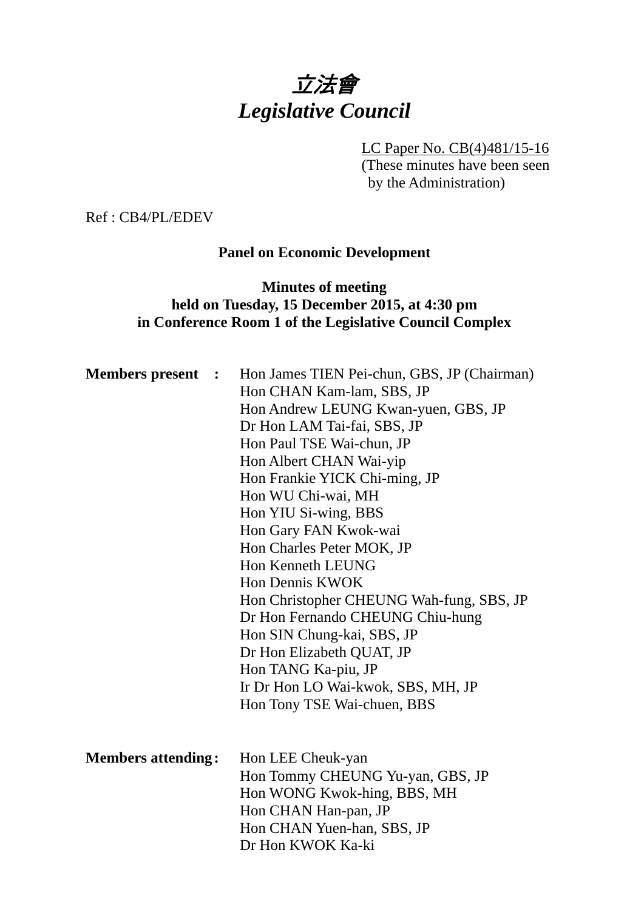# *立法會*
# *Legislative Council*

LC Paper No. CB(4)481/15-16
(These minutes have been seen by the Administration)

Ref : CB4/PL/EDEV

**Panel on Economic Development**

**Minutes of meeting**
**held on Tuesday, 15 December 2015, at 4:30 pm**
**in Conference Room 1 of the Legislative Council Complex**

**Members present :**

Hon James TIEN Pei-chun, GBS, JP (Chairman)
Hon CHAN Kam-lam, SBS, JP
Hon Andrew LEUNG Kwan-yuen, GBS, JP
Dr Hon LAM Tai-fai, SBS, JP
Hon Paul TSE Wai-chun, JP
Hon Albert CHAN Wai-yip
Hon Frankie YICK Chi-ming, JP
Hon WU Chi-wai, MH
Hon YIU Si-wing, BBS
Hon Gary FAN Kwok-wai
Hon Charles Peter MOK, JP
Hon Kenneth LEUNG
Hon Dennis KWOK
Hon Christopher CHEUNG Wah-fung, SBS, JP
Dr Hon Fernando CHEUNG Chiu-hung
Hon SIN Chung-kai, SBS, JP
Dr Hon Elizabeth QUAT, JP
Hon TANG Ka-piu, JP
Ir Dr Hon LO Wai-kwok, SBS, MH, JP
Hon Tony TSE Wai-chuen, BBS

**Members attending :**

Hon LEE Cheuk-yan
Hon Tommy CHEUNG Yu-yan, GBS, JP
Hon WONG Kwok-hing, BBS, MH
Hon CHAN Han-pan, JP
Hon CHAN Yuen-han, SBS, JP
Dr Hon KWOK Ka-ki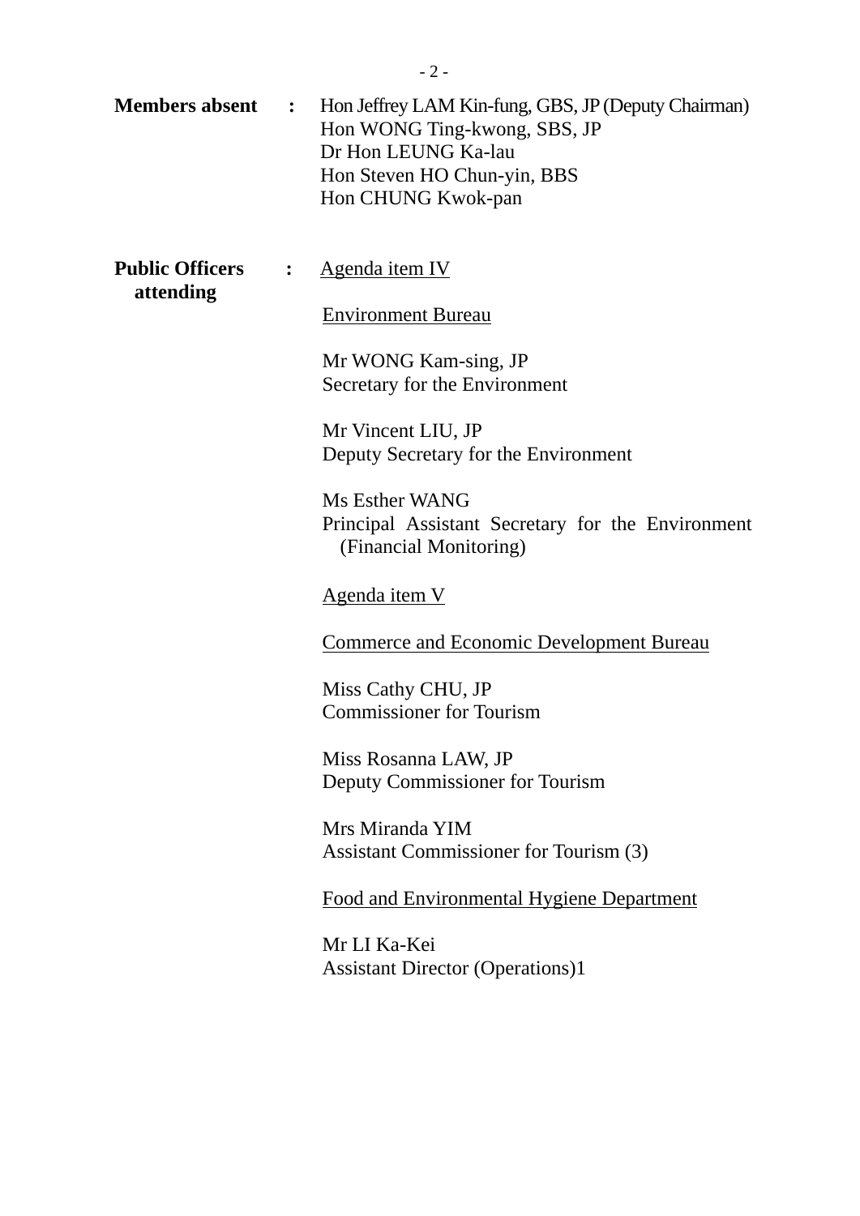**Members absent** : Hon Jeffrey LAM Kin-fung, GBS, JP (Deputy Chairman)
Hon WONG Ting-kwong, SBS, JP
Dr Hon LEUNG Ka-lau
Hon Steven HO Chun-yin, BBS
Hon CHUNG Kwok-pan

**Public Officers attending** : Agenda item IV

Environment Bureau

Mr WONG Kam-sing, JP
Secretary for the Environment

Mr Vincent LIU, JP
Deputy Secretary for the Environment

Ms Esther WANG
Principal Assistant Secretary for the Environment (Financial Monitoring)

Agenda item V

Commerce and Economic Development Bureau

Miss Cathy CHU, JP
Commissioner for Tourism

Miss Rosanna LAW, JP
Deputy Commissioner for Tourism

Mrs Miranda YIM
Assistant Commissioner for Tourism (3)

Food and Environmental Hygiene Department

Mr LI Ka-Kei
Assistant Director (Operations)1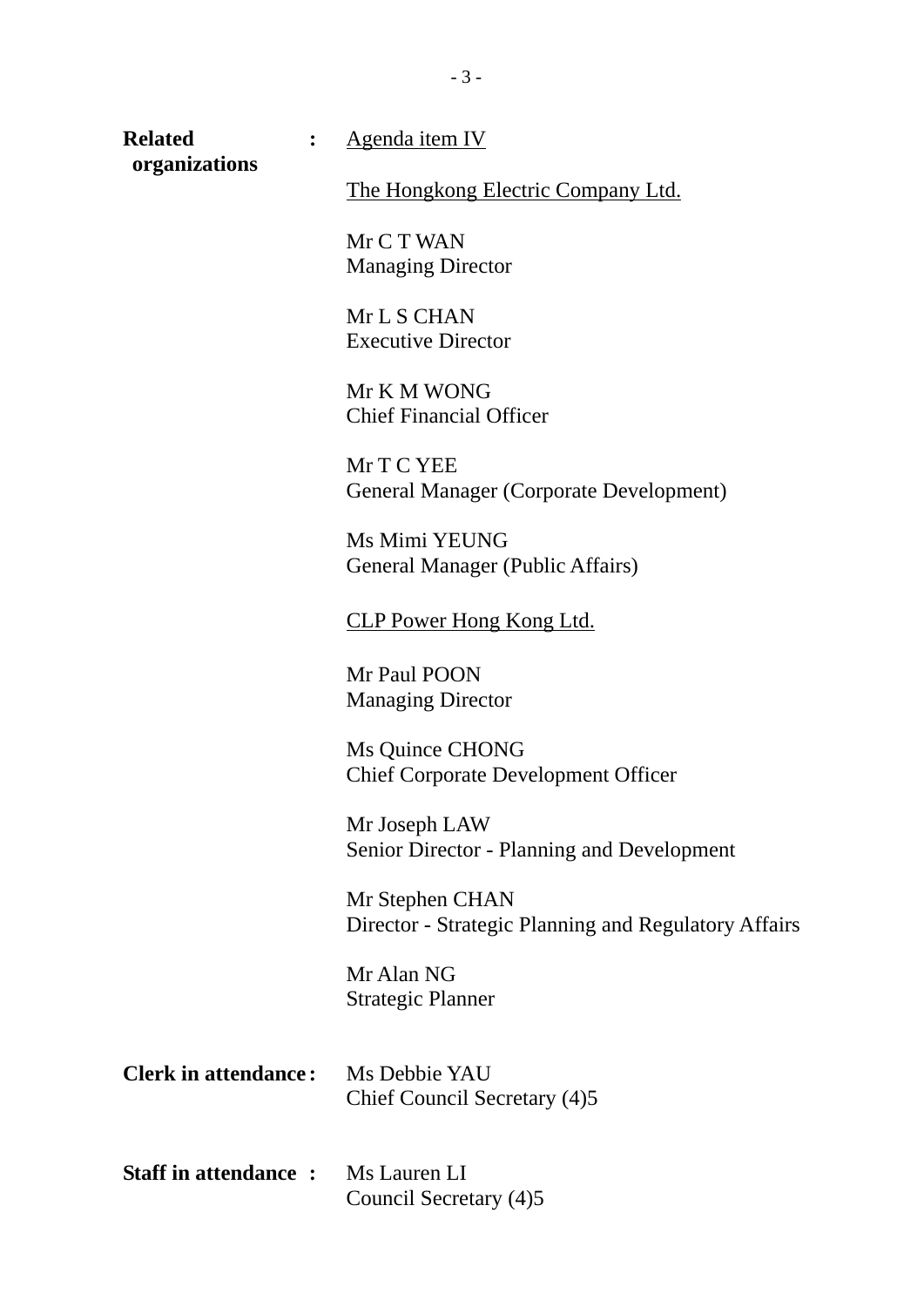**Related organizations** : <u>Agenda item IV</u>

<u>The Hongkong Electric Company Ltd.</u>

Mr C T WAN
Managing Director

Mr L S CHAN
Executive Director

Mr K M WONG
Chief Financial Officer

Mr T C YEE
General Manager (Corporate Development)

Ms Mimi YEUNG
General Manager (Public Affairs)

<u>CLP Power Hong Kong Ltd.</u>

Mr Paul POON
Managing Director

Ms Quince CHONG
Chief Corporate Development Officer

Mr Joseph LAW
Senior Director - Planning and Development

Mr Stephen CHAN
Director - Strategic Planning and Regulatory Affairs

Mr Alan NG
Strategic Planner

**Clerk in attendance** : Ms Debbie YAU
Chief Council Secretary (4)5

**Staff in attendance** : Ms Lauren LI
Council Secretary (4)5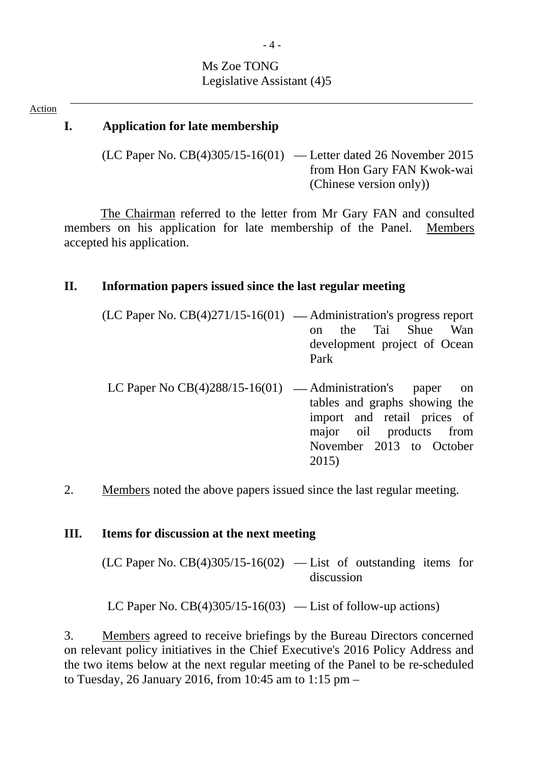Ms Zoe TONG
Legislative Assistant (4)5

Action

## I. Application for late membership

(LC Paper No. CB(4)305/15-16(01) — Letter dated 26 November 2015 from Hon Gary FAN Kwok-wai (Chinese version only))

The Chairman referred to the letter from Mr Gary FAN and consulted members on his application for late membership of the Panel. Members accepted his application.

## II. Information papers issued since the last regular meeting

(LC Paper No. CB(4)271/15-16(01) — Administration's progress report on the Tai Shue Wan development project of Ocean Park

LC Paper No CB(4)288/15-16(01) — Administration's paper on tables and graphs showing the import and retail prices of major oil products from November 2013 to October 2015)

2. Members noted the above papers issued since the last regular meeting.

## III. Items for discussion at the next meeting

(LC Paper No. CB(4)305/15-16(02) — List of outstanding items for discussion

LC Paper No. CB(4)305/15-16(03) — List of follow-up actions)

3. Members agreed to receive briefings by the Bureau Directors concerned on relevant policy initiatives in the Chief Executive's 2016 Policy Address and the two items below at the next regular meeting of the Panel to be re-scheduled to Tuesday, 26 January 2016, from 10:45 am to 1:15 pm –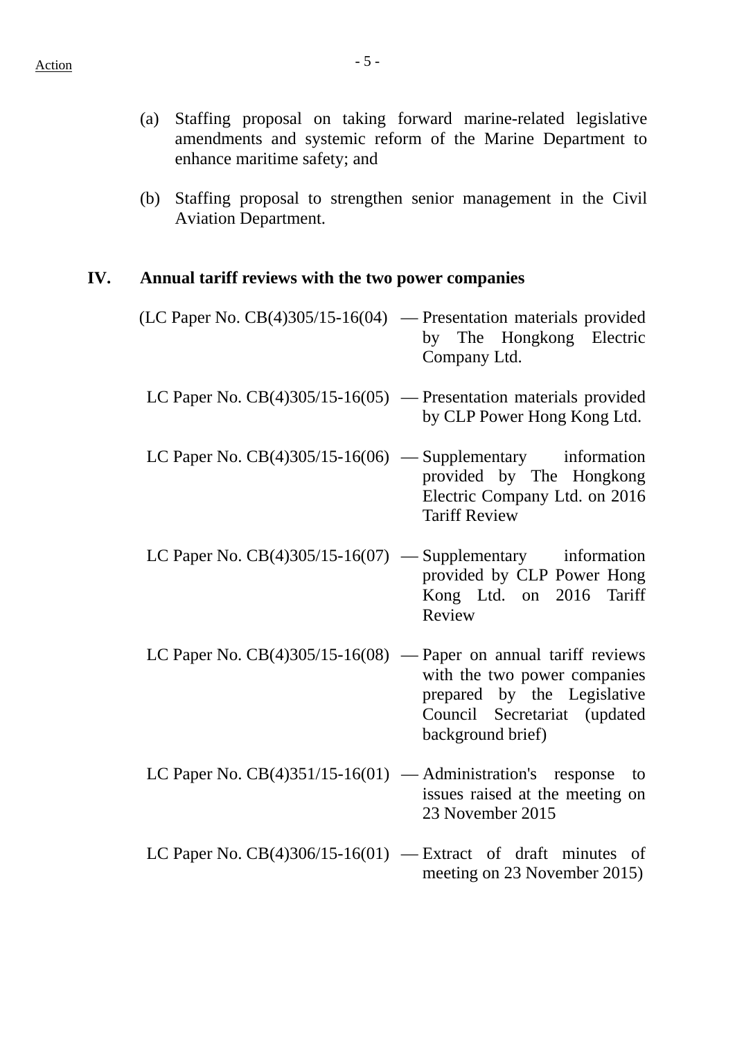(a) Staffing proposal on taking forward marine-related legislative amendments and systemic reform of the Marine Department to enhance maritime safety; and

(b) Staffing proposal to strengthen senior management in the Civil Aviation Department.

## IV. Annual tariff reviews with the two power companies

(LC Paper No. CB(4)305/15-16(04) — Presentation materials provided by The Hongkong Electric Company Ltd.

LC Paper No. CB(4)305/15-16(05) — Presentation materials provided by CLP Power Hong Kong Ltd.

LC Paper No. CB(4)305/15-16(06) — Supplementary information provided by The Hongkong Electric Company Ltd. on 2016 Tariff Review

LC Paper No. CB(4)305/15-16(07) — Supplementary information provided by CLP Power Hong Kong Ltd. on 2016 Tariff Review

LC Paper No. CB(4)305/15-16(08) — Paper on annual tariff reviews with the two power companies prepared by the Legislative Council Secretariat (updated background brief)

LC Paper No. CB(4)351/15-16(01) — Administration's response to issues raised at the meeting on 23 November 2015

LC Paper No. CB(4)306/15-16(01) — Extract of draft minutes of meeting on 23 November 2015)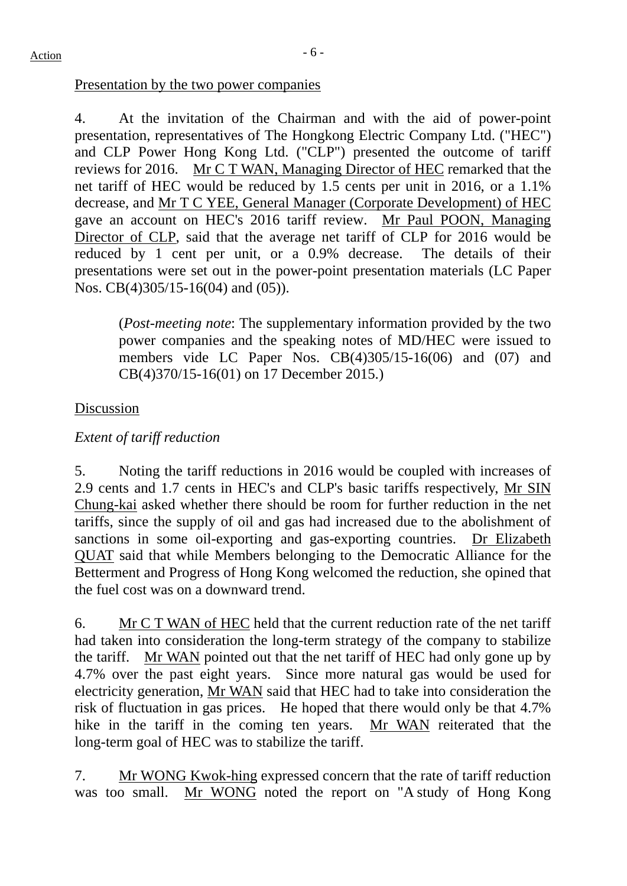Presentation by the two power companies

4. At the invitation of the Chairman and with the aid of power-point presentation, representatives of The Hongkong Electric Company Ltd. ("HEC") and CLP Power Hong Kong Ltd. ("CLP") presented the outcome of tariff reviews for 2016. Mr C T WAN, Managing Director of HEC remarked that the net tariff of HEC would be reduced by 1.5 cents per unit in 2016, or a 1.1% decrease, and Mr T C YEE, General Manager (Corporate Development) of HEC gave an account on HEC's 2016 tariff review. Mr Paul POON, Managing Director of CLP, said that the average net tariff of CLP for 2016 would be reduced by 1 cent per unit, or a 0.9% decrease. The details of their presentations were set out in the power-point presentation materials (LC Paper Nos. CB(4)305/15-16(04) and (05)).

> (*Post-meeting note*: The supplementary information provided by the two power companies and the speaking notes of MD/HEC were issued to members vide LC Paper Nos. CB(4)305/15-16(06) and (07) and CB(4)370/15-16(01) on 17 December 2015.)

Discussion

*Extent of tariff reduction*

5. Noting the tariff reductions in 2016 would be coupled with increases of 2.9 cents and 1.7 cents in HEC's and CLP's basic tariffs respectively, Mr SIN Chung-kai asked whether there should be room for further reduction in the net tariffs, since the supply of oil and gas had increased due to the abolishment of sanctions in some oil-exporting and gas-exporting countries. Dr Elizabeth QUAT said that while Members belonging to the Democratic Alliance for the Betterment and Progress of Hong Kong welcomed the reduction, she opined that the fuel cost was on a downward trend.

6. Mr C T WAN of HEC held that the current reduction rate of the net tariff had taken into consideration the long-term strategy of the company to stabilize the tariff. Mr WAN pointed out that the net tariff of HEC had only gone up by 4.7% over the past eight years. Since more natural gas would be used for electricity generation, Mr WAN said that HEC had to take into consideration the risk of fluctuation in gas prices. He hoped that there would only be that 4.7% hike in the tariff in the coming ten years. Mr WAN reiterated that the long-term goal of HEC was to stabilize the tariff.

7. Mr WONG Kwok-hing expressed concern that the rate of tariff reduction was too small. Mr WONG noted the report on "A study of Hong Kong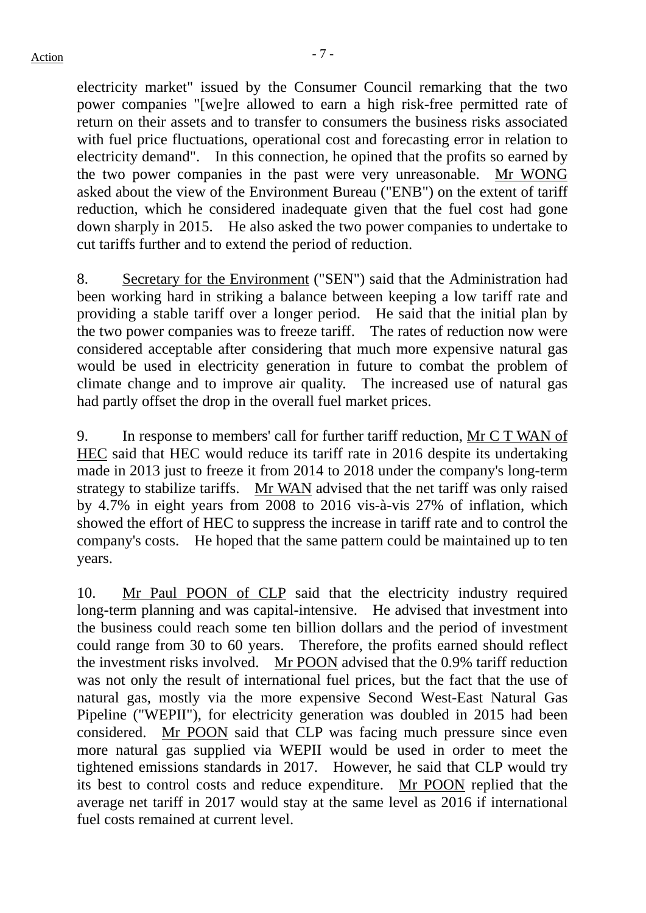electricity market" issued by the Consumer Council remarking that the two power companies "[we]re allowed to earn a high risk-free permitted rate of return on their assets and to transfer to consumers the business risks associated with fuel price fluctuations, operational cost and forecasting error in relation to electricity demand". In this connection, he opined that the profits so earned by the two power companies in the past were very unreasonable. Mr WONG asked about the view of the Environment Bureau ("ENB") on the extent of tariff reduction, which he considered inadequate given that the fuel cost had gone down sharply in 2015. He also asked the two power companies to undertake to cut tariffs further and to extend the period of reduction.

8. Secretary for the Environment ("SEN") said that the Administration had been working hard in striking a balance between keeping a low tariff rate and providing a stable tariff over a longer period. He said that the initial plan by the two power companies was to freeze tariff. The rates of reduction now were considered acceptable after considering that much more expensive natural gas would be used in electricity generation in future to combat the problem of climate change and to improve air quality. The increased use of natural gas had partly offset the drop in the overall fuel market prices.

9. In response to members' call for further tariff reduction, Mr C T WAN of HEC said that HEC would reduce its tariff rate in 2016 despite its undertaking made in 2013 just to freeze it from 2014 to 2018 under the company's long-term strategy to stabilize tariffs. Mr WAN advised that the net tariff was only raised by 4.7% in eight years from 2008 to 2016 vis-à-vis 27% of inflation, which showed the effort of HEC to suppress the increase in tariff rate and to control the company's costs. He hoped that the same pattern could be maintained up to ten years.

10. Mr Paul POON of CLP said that the electricity industry required long-term planning and was capital-intensive. He advised that investment into the business could reach some ten billion dollars and the period of investment could range from 30 to 60 years. Therefore, the profits earned should reflect the investment risks involved. Mr POON advised that the 0.9% tariff reduction was not only the result of international fuel prices, but the fact that the use of natural gas, mostly via the more expensive Second West-East Natural Gas Pipeline ("WEPII"), for electricity generation was doubled in 2015 had been considered. Mr POON said that CLP was facing much pressure since even more natural gas supplied via WEPII would be used in order to meet the tightened emissions standards in 2017. However, he said that CLP would try its best to control costs and reduce expenditure. Mr POON replied that the average net tariff in 2017 would stay at the same level as 2016 if international fuel costs remained at current level.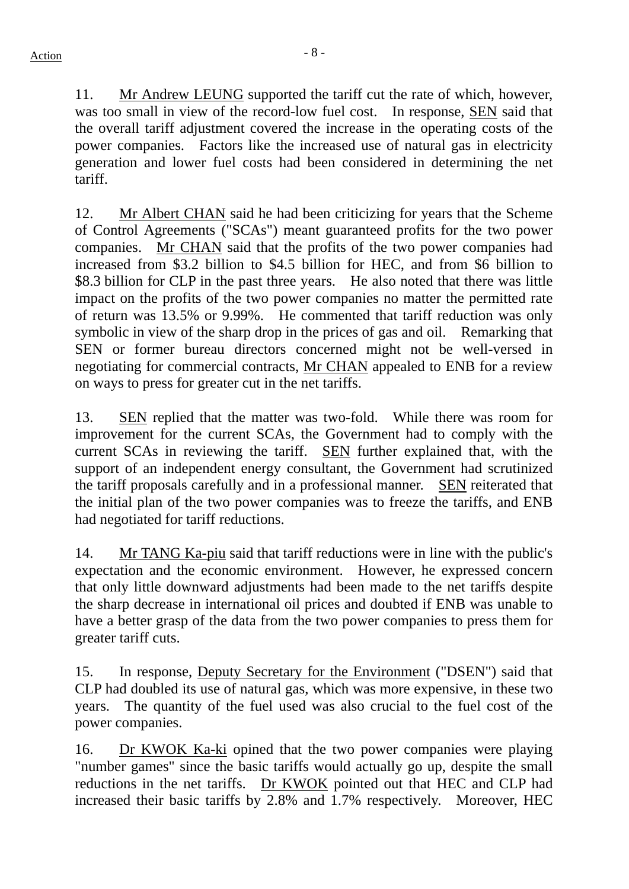11. Mr Andrew LEUNG supported the tariff cut the rate of which, however, was too small in view of the record-low fuel cost. In response, SEN said that the overall tariff adjustment covered the increase in the operating costs of the power companies. Factors like the increased use of natural gas in electricity generation and lower fuel costs had been considered in determining the net tariff.

12. Mr Albert CHAN said he had been criticizing for years that the Scheme of Control Agreements ("SCAs") meant guaranteed profits for the two power companies. Mr CHAN said that the profits of the two power companies had increased from $3.2 billion to $4.5 billion for HEC, and from $6 billion to $8.3 billion for CLP in the past three years. He also noted that there was little impact on the profits of the two power companies no matter the permitted rate of return was 13.5% or 9.99%. He commented that tariff reduction was only symbolic in view of the sharp drop in the prices of gas and oil. Remarking that SEN or former bureau directors concerned might not be well-versed in negotiating for commercial contracts, Mr CHAN appealed to ENB for a review on ways to press for greater cut in the net tariffs.

13. SEN replied that the matter was two-fold. While there was room for improvement for the current SCAs, the Government had to comply with the current SCAs in reviewing the tariff. SEN further explained that, with the support of an independent energy consultant, the Government had scrutinized the tariff proposals carefully and in a professional manner. SEN reiterated that the initial plan of the two power companies was to freeze the tariffs, and ENB had negotiated for tariff reductions.

14. Mr TANG Ka-piu said that tariff reductions were in line with the public's expectation and the economic environment. However, he expressed concern that only little downward adjustments had been made to the net tariffs despite the sharp decrease in international oil prices and doubted if ENB was unable to have a better grasp of the data from the two power companies to press them for greater tariff cuts.

15. In response, Deputy Secretary for the Environment ("DSEN") said that CLP had doubled its use of natural gas, which was more expensive, in these two years. The quantity of the fuel used was also crucial to the fuel cost of the power companies.

16. Dr KWOK Ka-ki opined that the two power companies were playing "number games" since the basic tariffs would actually go up, despite the small reductions in the net tariffs. Dr KWOK pointed out that HEC and CLP had increased their basic tariffs by 2.8% and 1.7% respectively. Moreover, HEC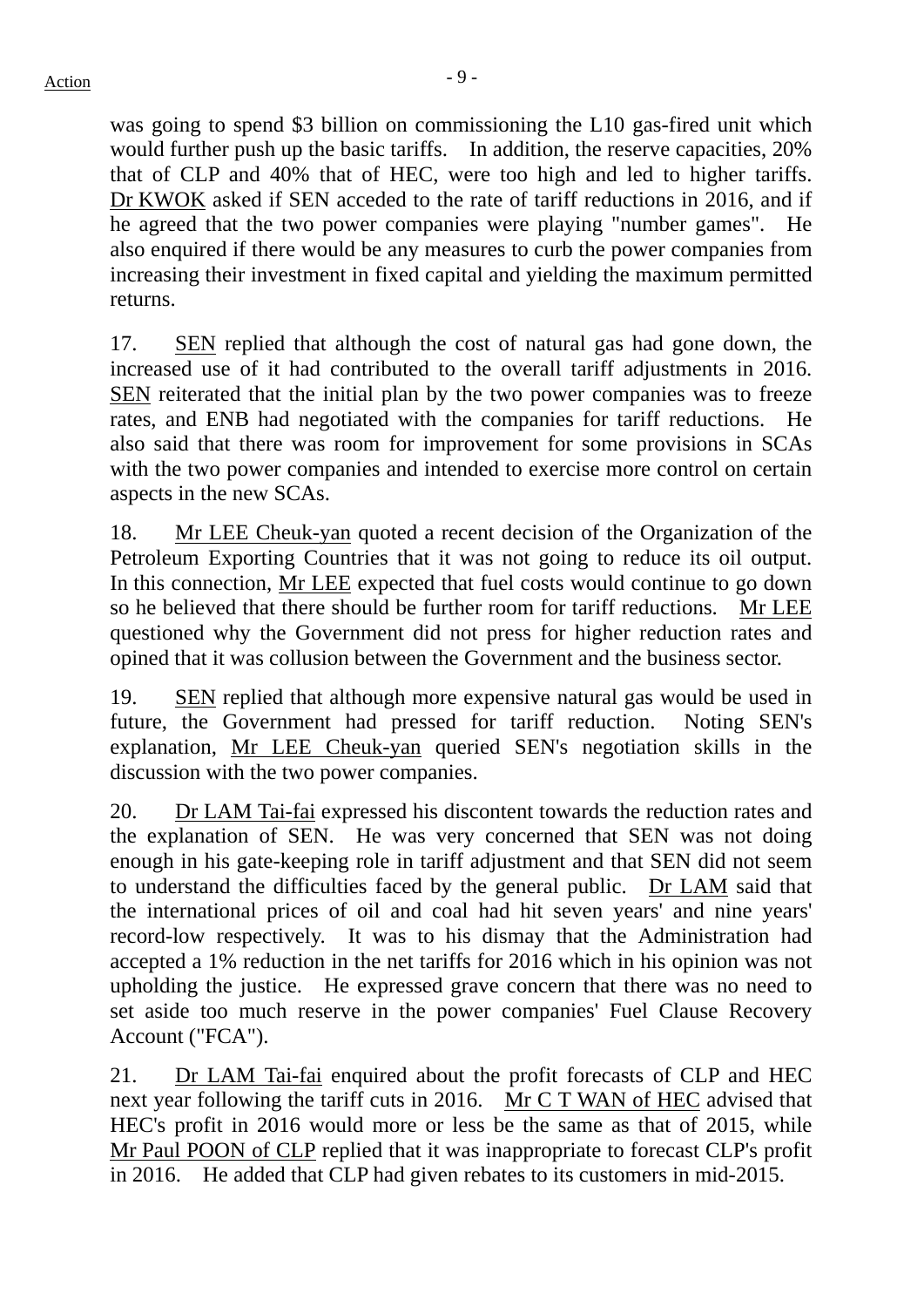was going to spend $3 billion on commissioning the L10 gas-fired unit which would further push up the basic tariffs. In addition, the reserve capacities, 20% that of CLP and 40% that of HEC, were too high and led to higher tariffs. Dr KWOK asked if SEN acceded to the rate of tariff reductions in 2016, and if he agreed that the two power companies were playing "number games". He also enquired if there would be any measures to curb the power companies from increasing their investment in fixed capital and yielding the maximum permitted returns.

17. SEN replied that although the cost of natural gas had gone down, the increased use of it had contributed to the overall tariff adjustments in 2016. SEN reiterated that the initial plan by the two power companies was to freeze rates, and ENB had negotiated with the companies for tariff reductions. He also said that there was room for improvement for some provisions in SCAs with the two power companies and intended to exercise more control on certain aspects in the new SCAs.

18. Mr LEE Cheuk-yan quoted a recent decision of the Organization of the Petroleum Exporting Countries that it was not going to reduce its oil output. In this connection, Mr LEE expected that fuel costs would continue to go down so he believed that there should be further room for tariff reductions. Mr LEE questioned why the Government did not press for higher reduction rates and opined that it was collusion between the Government and the business sector.

19. SEN replied that although more expensive natural gas would be used in future, the Government had pressed for tariff reduction. Noting SEN's explanation, Mr LEE Cheuk-yan queried SEN's negotiation skills in the discussion with the two power companies.

20. Dr LAM Tai-fai expressed his discontent towards the reduction rates and the explanation of SEN. He was very concerned that SEN was not doing enough in his gate-keeping role in tariff adjustment and that SEN did not seem to understand the difficulties faced by the general public. Dr LAM said that the international prices of oil and coal had hit seven years' and nine years' record-low respectively. It was to his dismay that the Administration had accepted a 1% reduction in the net tariffs for 2016 which in his opinion was not upholding the justice. He expressed grave concern that there was no need to set aside too much reserve in the power companies' Fuel Clause Recovery Account ("FCA").

21. Dr LAM Tai-fai enquired about the profit forecasts of CLP and HEC next year following the tariff cuts in 2016. Mr C T WAN of HEC advised that HEC's profit in 2016 would more or less be the same as that of 2015, while Mr Paul POON of CLP replied that it was inappropriate to forecast CLP's profit in 2016. He added that CLP had given rebates to its customers in mid-2015.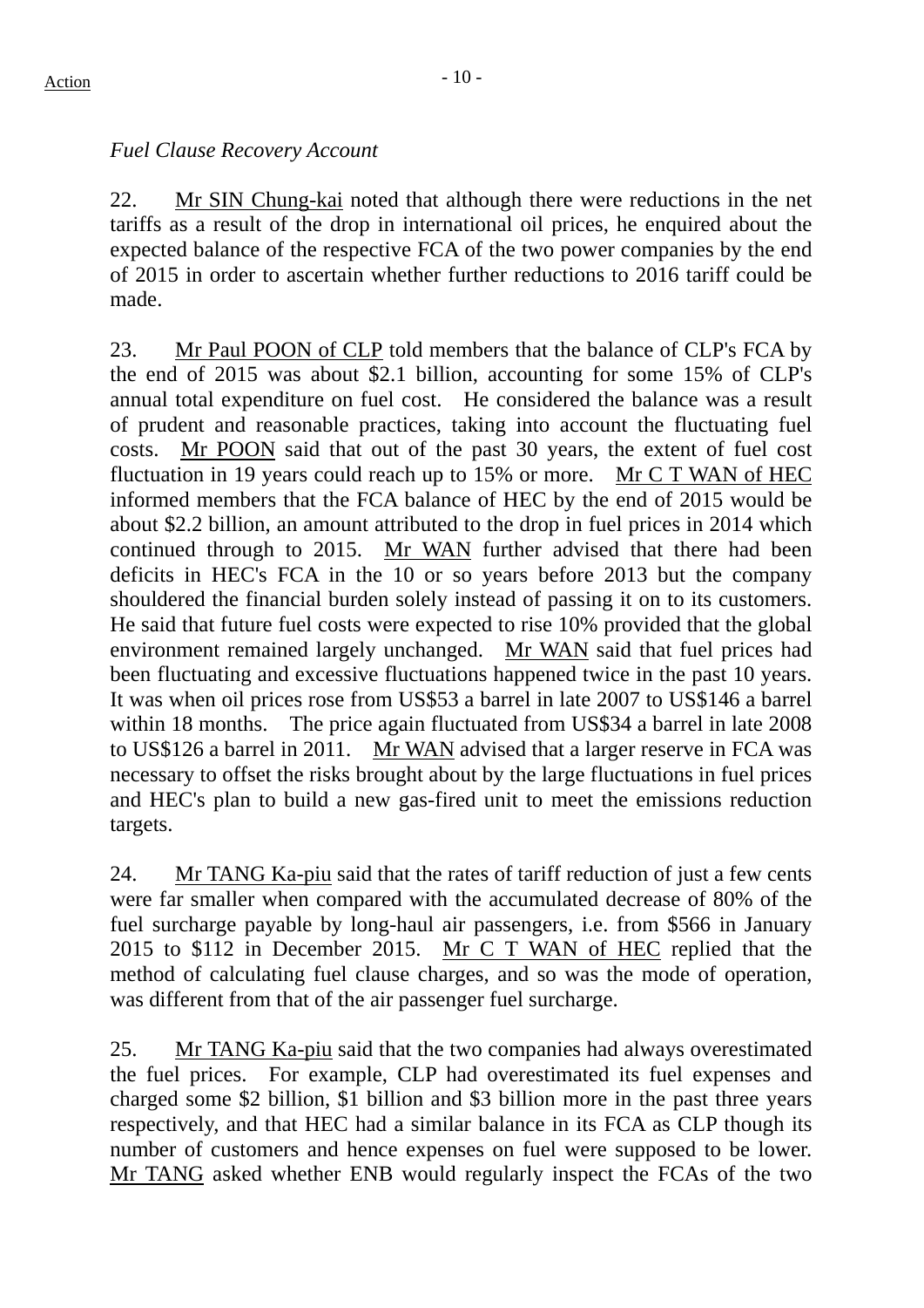*Fuel Clause Recovery Account*

22. Mr SIN Chung-kai noted that although there were reductions in the net tariffs as a result of the drop in international oil prices, he enquired about the expected balance of the respective FCA of the two power companies by the end of 2015 in order to ascertain whether further reductions to 2016 tariff could be made.

23. Mr Paul POON of CLP told members that the balance of CLP's FCA by the end of 2015 was about $2.1 billion, accounting for some 15% of CLP's annual total expenditure on fuel cost. He considered the balance was a result of prudent and reasonable practices, taking into account the fluctuating fuel costs. Mr POON said that out of the past 30 years, the extent of fuel cost fluctuation in 19 years could reach up to 15% or more. Mr C T WAN of HEC informed members that the FCA balance of HEC by the end of 2015 would be about $2.2 billion, an amount attributed to the drop in fuel prices in 2014 which continued through to 2015. Mr WAN further advised that there had been deficits in HEC's FCA in the 10 or so years before 2013 but the company shouldered the financial burden solely instead of passing it on to its customers. He said that future fuel costs were expected to rise 10% provided that the global environment remained largely unchanged. Mr WAN said that fuel prices had been fluctuating and excessive fluctuations happened twice in the past 10 years. It was when oil prices rose from US$53 a barrel in late 2007 to US$146 a barrel within 18 months. The price again fluctuated from US$34 a barrel in late 2008 to US$126 a barrel in 2011. Mr WAN advised that a larger reserve in FCA was necessary to offset the risks brought about by the large fluctuations in fuel prices and HEC's plan to build a new gas-fired unit to meet the emissions reduction targets.

24. Mr TANG Ka-piu said that the rates of tariff reduction of just a few cents were far smaller when compared with the accumulated decrease of 80% of the fuel surcharge payable by long-haul air passengers, i.e. from $566 in January 2015 to $112 in December 2015. Mr C T WAN of HEC replied that the method of calculating fuel clause charges, and so was the mode of operation, was different from that of the air passenger fuel surcharge.

25. Mr TANG Ka-piu said that the two companies had always overestimated the fuel prices. For example, CLP had overestimated its fuel expenses and charged some $2 billion, $1 billion and $3 billion more in the past three years respectively, and that HEC had a similar balance in its FCA as CLP though its number of customers and hence expenses on fuel were supposed to be lower. Mr TANG asked whether ENB would regularly inspect the FCAs of the two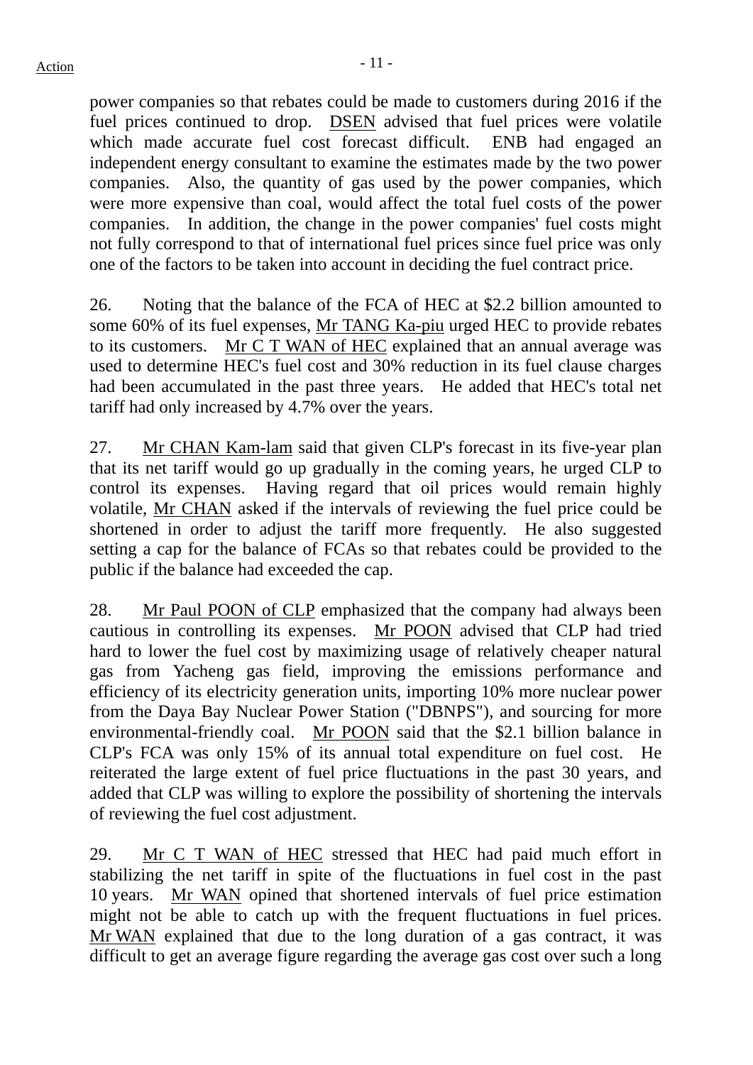power companies so that rebates could be made to customers during 2016 if the fuel prices continued to drop. DSEN advised that fuel prices were volatile which made accurate fuel cost forecast difficult. ENB had engaged an independent energy consultant to examine the estimates made by the two power companies. Also, the quantity of gas used by the power companies, which were more expensive than coal, would affect the total fuel costs of the power companies. In addition, the change in the power companies' fuel costs might not fully correspond to that of international fuel prices since fuel price was only one of the factors to be taken into account in deciding the fuel contract price.

26. Noting that the balance of the FCA of HEC at $2.2 billion amounted to some 60% of its fuel expenses, Mr TANG Ka-piu urged HEC to provide rebates to its customers. Mr C T WAN of HEC explained that an annual average was used to determine HEC's fuel cost and 30% reduction in its fuel clause charges had been accumulated in the past three years. He added that HEC's total net tariff had only increased by 4.7% over the years.

27. Mr CHAN Kam-lam said that given CLP's forecast in its five-year plan that its net tariff would go up gradually in the coming years, he urged CLP to control its expenses. Having regard that oil prices would remain highly volatile, Mr CHAN asked if the intervals of reviewing the fuel price could be shortened in order to adjust the tariff more frequently. He also suggested setting a cap for the balance of FCAs so that rebates could be provided to the public if the balance had exceeded the cap.

28. Mr Paul POON of CLP emphasized that the company had always been cautious in controlling its expenses. Mr POON advised that CLP had tried hard to lower the fuel cost by maximizing usage of relatively cheaper natural gas from Yacheng gas field, improving the emissions performance and efficiency of its electricity generation units, importing 10% more nuclear power from the Daya Bay Nuclear Power Station ("DBNPS"), and sourcing for more environmental-friendly coal. Mr POON said that the $2.1 billion balance in CLP's FCA was only 15% of its annual total expenditure on fuel cost. He reiterated the large extent of fuel price fluctuations in the past 30 years, and added that CLP was willing to explore the possibility of shortening the intervals of reviewing the fuel cost adjustment.

29. Mr C T WAN of HEC stressed that HEC had paid much effort in stabilizing the net tariff in spite of the fluctuations in fuel cost in the past 10 years. Mr WAN opined that shortened intervals of fuel price estimation might not be able to catch up with the frequent fluctuations in fuel prices. Mr WAN explained that due to the long duration of a gas contract, it was difficult to get an average figure regarding the average gas cost over such a long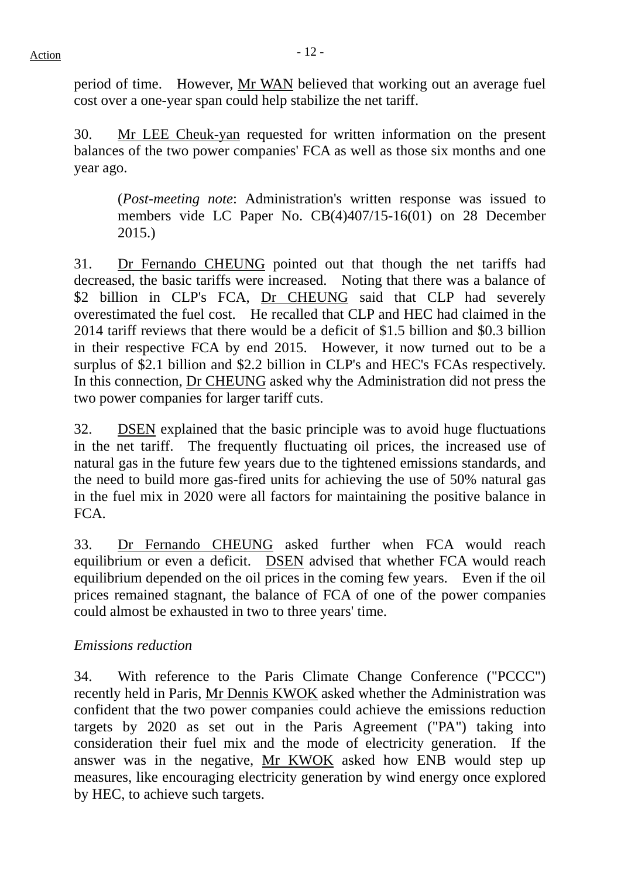period of time. However, Mr WAN believed that working out an average fuel cost over a one-year span could help stabilize the net tariff.

30. Mr LEE Cheuk-yan requested for written information on the present balances of the two power companies' FCA as well as those six months and one year ago.

> (*Post-meeting note*: Administration's written response was issued to members vide LC Paper No. CB(4)407/15-16(01) on 28 December 2015.)

31. Dr Fernando CHEUNG pointed out that though the net tariffs had decreased, the basic tariffs were increased. Noting that there was a balance of $2 billion in CLP's FCA, Dr CHEUNG said that CLP had severely overestimated the fuel cost. He recalled that CLP and HEC had claimed in the 2014 tariff reviews that there would be a deficit of $1.5 billion and $0.3 billion in their respective FCA by end 2015. However, it now turned out to be a surplus of $2.1 billion and $2.2 billion in CLP's and HEC's FCAs respectively. In this connection, Dr CHEUNG asked why the Administration did not press the two power companies for larger tariff cuts.

32. DSEN explained that the basic principle was to avoid huge fluctuations in the net tariff. The frequently fluctuating oil prices, the increased use of natural gas in the future few years due to the tightened emissions standards, and the need to build more gas-fired units for achieving the use of 50% natural gas in the fuel mix in 2020 were all factors for maintaining the positive balance in FCA.

33. Dr Fernando CHEUNG asked further when FCA would reach equilibrium or even a deficit. DSEN advised that whether FCA would reach equilibrium depended on the oil prices in the coming few years. Even if the oil prices remained stagnant, the balance of FCA of one of the power companies could almost be exhausted in two to three years' time.

*Emissions reduction*

34. With reference to the Paris Climate Change Conference ("PCCC") recently held in Paris, Mr Dennis KWOK asked whether the Administration was confident that the two power companies could achieve the emissions reduction targets by 2020 as set out in the Paris Agreement ("PA") taking into consideration their fuel mix and the mode of electricity generation. If the answer was in the negative, Mr KWOK asked how ENB would step up measures, like encouraging electricity generation by wind energy once explored by HEC, to achieve such targets.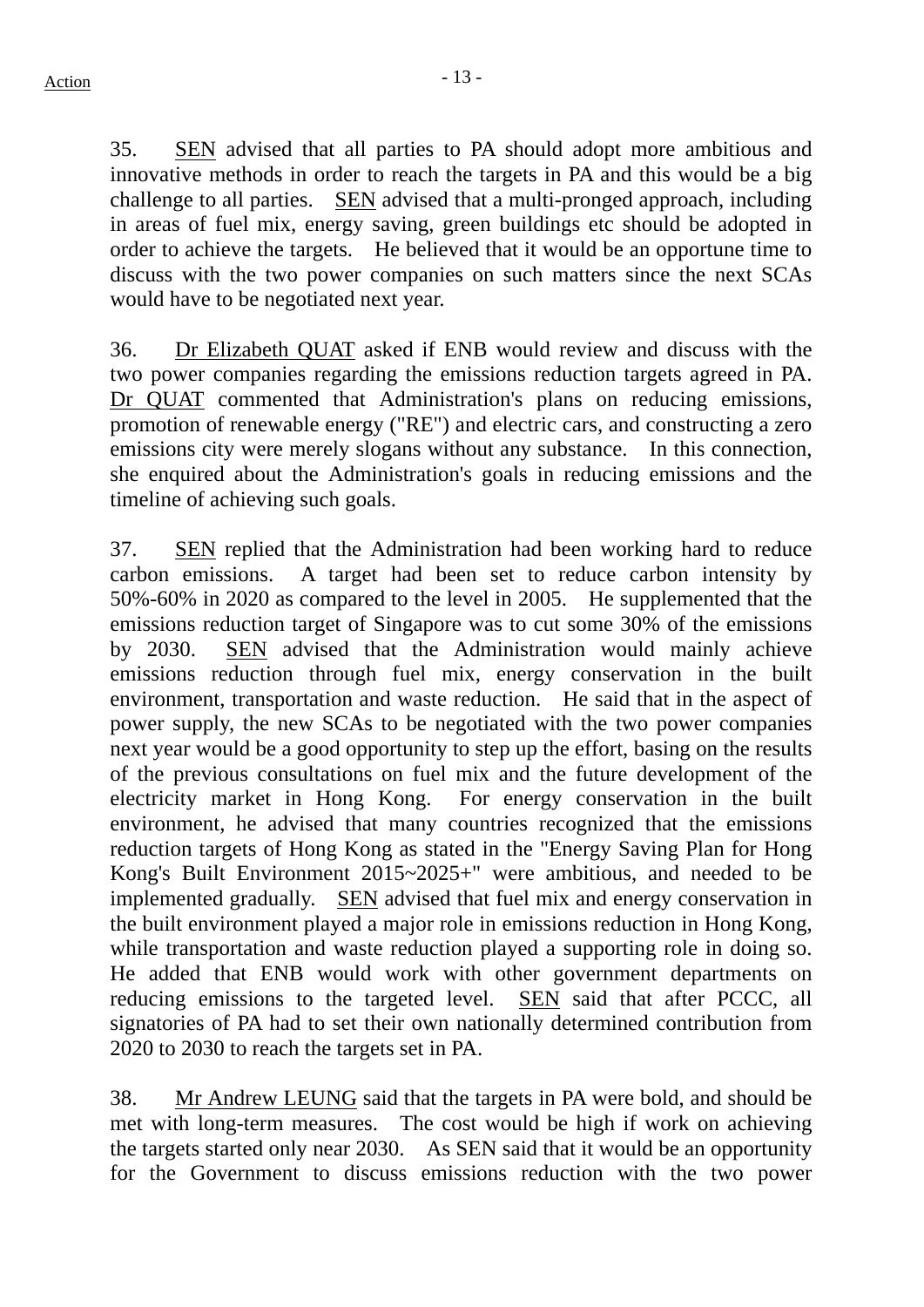35. SEN advised that all parties to PA should adopt more ambitious and innovative methods in order to reach the targets in PA and this would be a big challenge to all parties. SEN advised that a multi-pronged approach, including in areas of fuel mix, energy saving, green buildings etc should be adopted in order to achieve the targets. He believed that it would be an opportune time to discuss with the two power companies on such matters since the next SCAs would have to be negotiated next year.

36. Dr Elizabeth QUAT asked if ENB would review and discuss with the two power companies regarding the emissions reduction targets agreed in PA. Dr QUAT commented that Administration's plans on reducing emissions, promotion of renewable energy ("RE") and electric cars, and constructing a zero emissions city were merely slogans without any substance. In this connection, she enquired about the Administration's goals in reducing emissions and the timeline of achieving such goals.

37. SEN replied that the Administration had been working hard to reduce carbon emissions. A target had been set to reduce carbon intensity by 50%-60% in 2020 as compared to the level in 2005. He supplemented that the emissions reduction target of Singapore was to cut some 30% of the emissions by 2030. SEN advised that the Administration would mainly achieve emissions reduction through fuel mix, energy conservation in the built environment, transportation and waste reduction. He said that in the aspect of power supply, the new SCAs to be negotiated with the two power companies next year would be a good opportunity to step up the effort, basing on the results of the previous consultations on fuel mix and the future development of the electricity market in Hong Kong. For energy conservation in the built environment, he advised that many countries recognized that the emissions reduction targets of Hong Kong as stated in the "Energy Saving Plan for Hong Kong's Built Environment 2015~2025+" were ambitious, and needed to be implemented gradually. SEN advised that fuel mix and energy conservation in the built environment played a major role in emissions reduction in Hong Kong, while transportation and waste reduction played a supporting role in doing so. He added that ENB would work with other government departments on reducing emissions to the targeted level. SEN said that after PCCC, all signatories of PA had to set their own nationally determined contribution from 2020 to 2030 to reach the targets set in PA.

38. Mr Andrew LEUNG said that the targets in PA were bold, and should be met with long-term measures. The cost would be high if work on achieving the targets started only near 2030. As SEN said that it would be an opportunity for the Government to discuss emissions reduction with the two power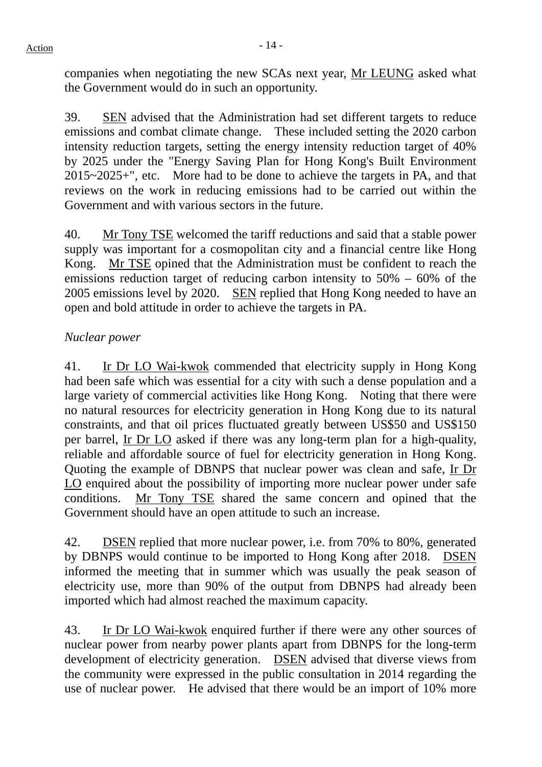companies when negotiating the new SCAs next year, Mr LEUNG asked what the Government would do in such an opportunity.

39. SEN advised that the Administration had set different targets to reduce emissions and combat climate change. These included setting the 2020 carbon intensity reduction targets, setting the energy intensity reduction target of 40% by 2025 under the "Energy Saving Plan for Hong Kong's Built Environment 2015~2025+", etc. More had to be done to achieve the targets in PA, and that reviews on the work in reducing emissions had to be carried out within the Government and with various sectors in the future.

40. Mr Tony TSE welcomed the tariff reductions and said that a stable power supply was important for a cosmopolitan city and a financial centre like Hong Kong. Mr TSE opined that the Administration must be confident to reach the emissions reduction target of reducing carbon intensity to 50% – 60% of the 2005 emissions level by 2020. SEN replied that Hong Kong needed to have an open and bold attitude in order to achieve the targets in PA.

*Nuclear power*

41. Ir Dr LO Wai-kwok commended that electricity supply in Hong Kong had been safe which was essential for a city with such a dense population and a large variety of commercial activities like Hong Kong. Noting that there were no natural resources for electricity generation in Hong Kong due to its natural constraints, and that oil prices fluctuated greatly between US$50 and US$150 per barrel, Ir Dr LO asked if there was any long-term plan for a high-quality, reliable and affordable source of fuel for electricity generation in Hong Kong. Quoting the example of DBNPS that nuclear power was clean and safe, Ir Dr LO enquired about the possibility of importing more nuclear power under safe conditions. Mr Tony TSE shared the same concern and opined that the Government should have an open attitude to such an increase.

42. DSEN replied that more nuclear power, i.e. from 70% to 80%, generated by DBNPS would continue to be imported to Hong Kong after 2018. DSEN informed the meeting that in summer which was usually the peak season of electricity use, more than 90% of the output from DBNPS had already been imported which had almost reached the maximum capacity.

43. Ir Dr LO Wai-kwok enquired further if there were any other sources of nuclear power from nearby power plants apart from DBNPS for the long-term development of electricity generation. DSEN advised that diverse views from the community were expressed in the public consultation in 2014 regarding the use of nuclear power. He advised that there would be an import of 10% more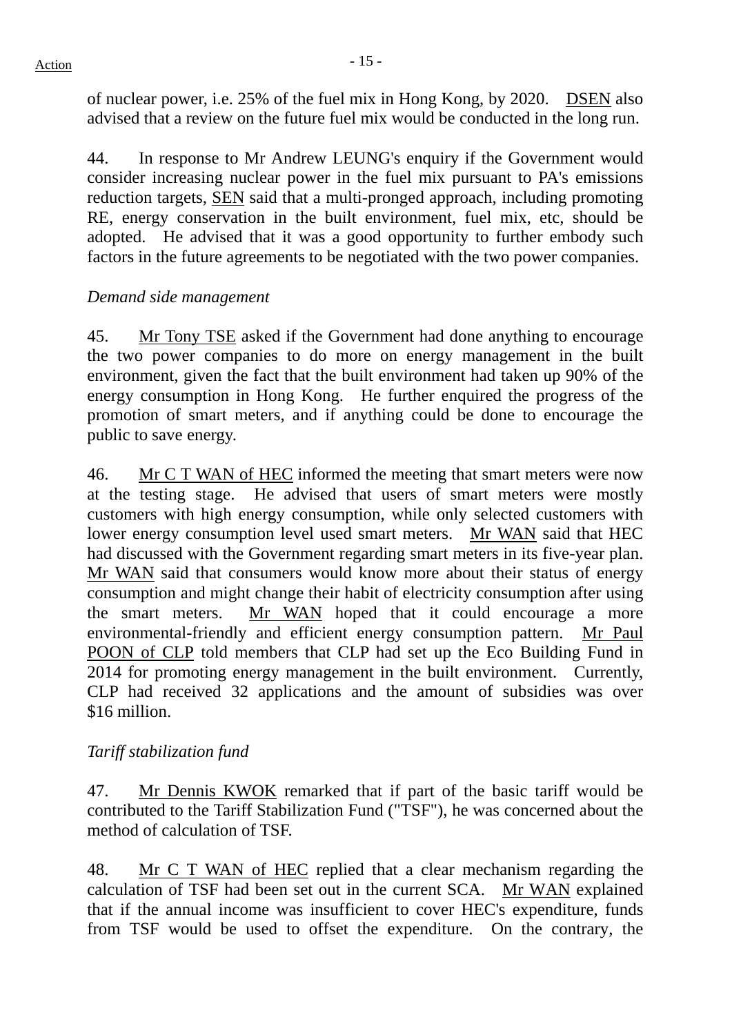of nuclear power, i.e. 25% of the fuel mix in Hong Kong, by 2020. DSEN also advised that a review on the future fuel mix would be conducted in the long run.

44. In response to Mr Andrew LEUNG's enquiry if the Government would consider increasing nuclear power in the fuel mix pursuant to PA's emissions reduction targets, SEN said that a multi-pronged approach, including promoting RE, energy conservation in the built environment, fuel mix, etc, should be adopted. He advised that it was a good opportunity to further embody such factors in the future agreements to be negotiated with the two power companies.

*Demand side management*

45. Mr Tony TSE asked if the Government had done anything to encourage the two power companies to do more on energy management in the built environment, given the fact that the built environment had taken up 90% of the energy consumption in Hong Kong. He further enquired the progress of the promotion of smart meters, and if anything could be done to encourage the public to save energy.

46. Mr C T WAN of HEC informed the meeting that smart meters were now at the testing stage. He advised that users of smart meters were mostly customers with high energy consumption, while only selected customers with lower energy consumption level used smart meters. Mr WAN said that HEC had discussed with the Government regarding smart meters in its five-year plan. Mr WAN said that consumers would know more about their status of energy consumption and might change their habit of electricity consumption after using the smart meters. Mr WAN hoped that it could encourage a more environmental-friendly and efficient energy consumption pattern. Mr Paul POON of CLP told members that CLP had set up the Eco Building Fund in 2014 for promoting energy management in the built environment. Currently, CLP had received 32 applications and the amount of subsidies was over $16 million.

*Tariff stabilization fund*

47. Mr Dennis KWOK remarked that if part of the basic tariff would be contributed to the Tariff Stabilization Fund ("TSF"), he was concerned about the method of calculation of TSF.

48. Mr C T WAN of HEC replied that a clear mechanism regarding the calculation of TSF had been set out in the current SCA. Mr WAN explained that if the annual income was insufficient to cover HEC's expenditure, funds from TSF would be used to offset the expenditure. On the contrary, the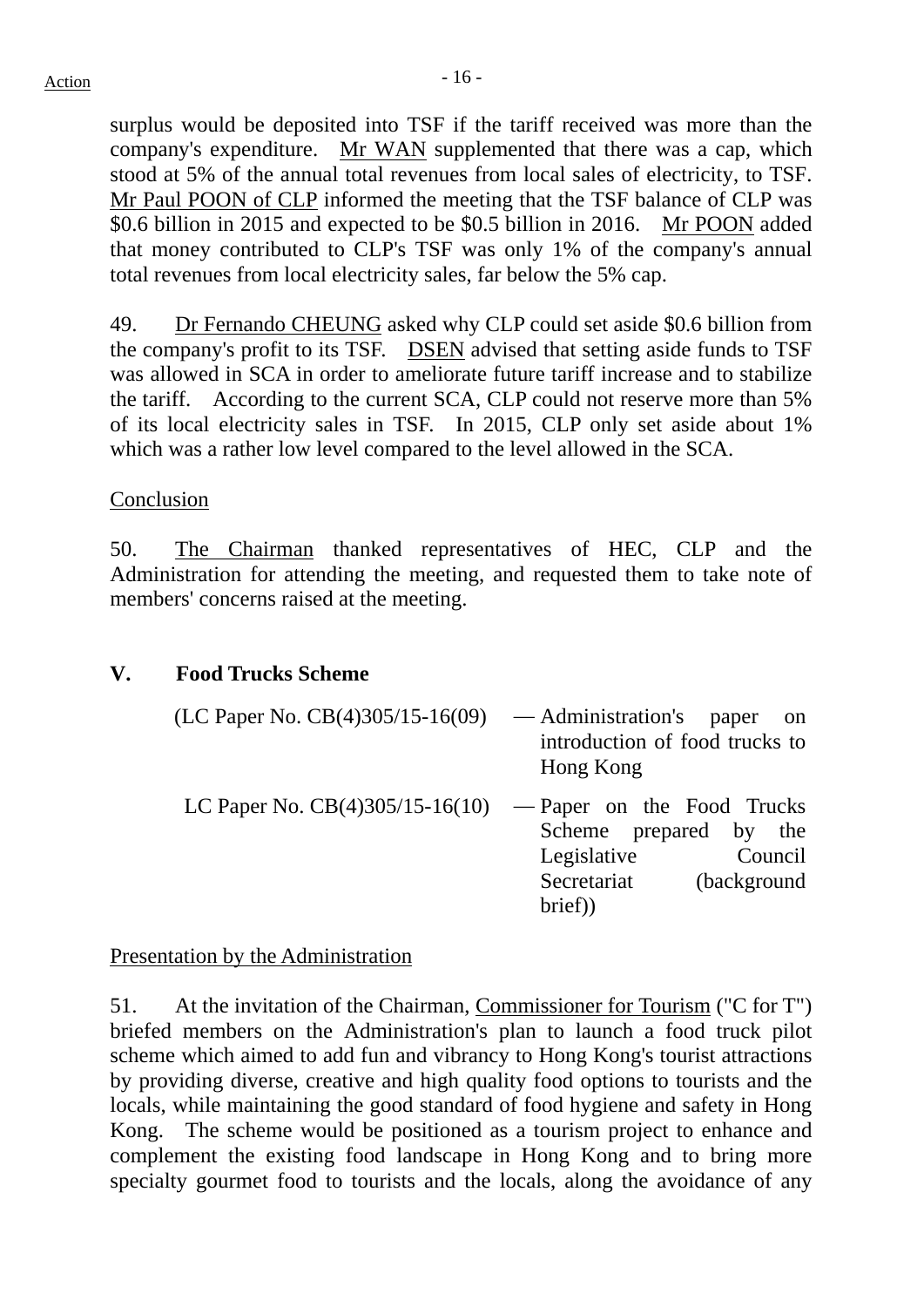surplus would be deposited into TSF if the tariff received was more than the company's expenditure. Mr WAN supplemented that there was a cap, which stood at 5% of the annual total revenues from local sales of electricity, to TSF. Mr Paul POON of CLP informed the meeting that the TSF balance of CLP was $0.6 billion in 2015 and expected to be $0.5 billion in 2016. Mr POON added that money contributed to CLP's TSF was only 1% of the company's annual total revenues from local electricity sales, far below the 5% cap.

49. Dr Fernando CHEUNG asked why CLP could set aside $0.6 billion from the company's profit to its TSF. DSEN advised that setting aside funds to TSF was allowed in SCA in order to ameliorate future tariff increase and to stabilize the tariff. According to the current SCA, CLP could not reserve more than 5% of its local electricity sales in TSF. In 2015, CLP only set aside about 1% which was a rather low level compared to the level allowed in the SCA.

Conclusion

50. The Chairman thanked representatives of HEC, CLP and the Administration for attending the meeting, and requested them to take note of members' concerns raised at the meeting.

## V. Food Trucks Scheme

(LC Paper No. CB(4)305/15-16(09) — Administration's paper on introduction of food trucks to Hong Kong

LC Paper No. CB(4)305/15-16(10) — Paper on the Food Trucks Scheme prepared by the Legislative Council Secretariat (background brief))

Presentation by the Administration

51. At the invitation of the Chairman, Commissioner for Tourism ("C for T") briefed members on the Administration's plan to launch a food truck pilot scheme which aimed to add fun and vibrancy to Hong Kong's tourist attractions by providing diverse, creative and high quality food options to tourists and the locals, while maintaining the good standard of food hygiene and safety in Hong Kong. The scheme would be positioned as a tourism project to enhance and complement the existing food landscape in Hong Kong and to bring more specialty gourmet food to tourists and the locals, along the avoidance of any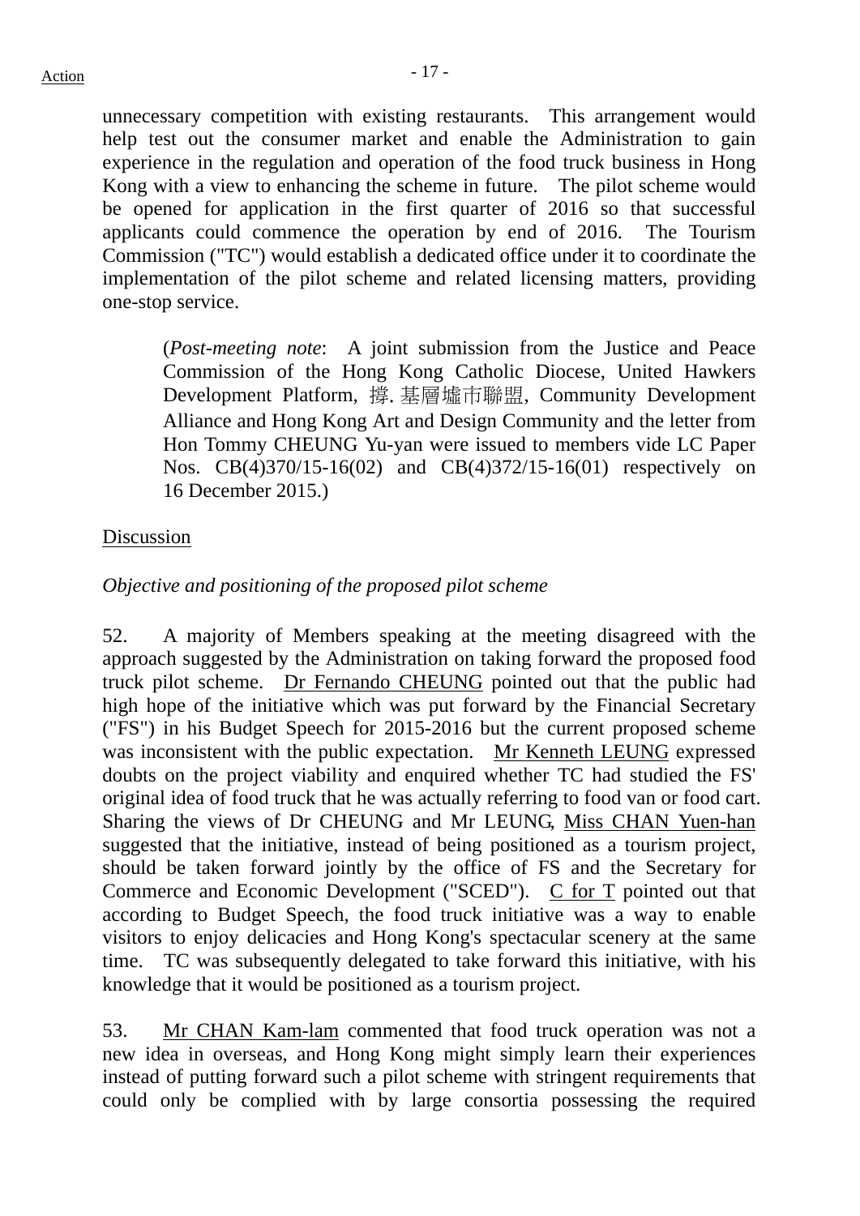unnecessary competition with existing restaurants. This arrangement would help test out the consumer market and enable the Administration to gain experience in the regulation and operation of the food truck business in Hong Kong with a view to enhancing the scheme in future. The pilot scheme would be opened for application in the first quarter of 2016 so that successful applicants could commence the operation by end of 2016. The Tourism Commission ("TC") would establish a dedicated office under it to coordinate the implementation of the pilot scheme and related licensing matters, providing one-stop service.

> (*Post-meeting note*: A joint submission from the Justice and Peace Commission of the Hong Kong Catholic Diocese, United Hawkers Development Platform, 撐. 基層墟市聯盟, Community Development Alliance and Hong Kong Art and Design Community and the letter from Hon Tommy CHEUNG Yu-yan were issued to members vide LC Paper Nos. CB(4)370/15-16(02) and CB(4)372/15-16(01) respectively on 16 December 2015.)

<u>Discussion</u>

*Objective and positioning of the proposed pilot scheme*

52. A majority of Members speaking at the meeting disagreed with the approach suggested by the Administration on taking forward the proposed food truck pilot scheme. <u>Dr Fernando CHEUNG</u> pointed out that the public had high hope of the initiative which was put forward by the Financial Secretary ("FS") in his Budget Speech for 2015-2016 but the current proposed scheme was inconsistent with the public expectation. <u>Mr Kenneth LEUNG</u> expressed doubts on the project viability and enquired whether TC had studied the FS' original idea of food truck that he was actually referring to food van or food cart. Sharing the views of Dr CHEUNG and Mr LEUNG, <u>Miss CHAN Yuen-han</u> suggested that the initiative, instead of being positioned as a tourism project, should be taken forward jointly by the office of FS and the Secretary for Commerce and Economic Development ("SCED"). <u>C for T</u> pointed out that according to Budget Speech, the food truck initiative was a way to enable visitors to enjoy delicacies and Hong Kong's spectacular scenery at the same time. TC was subsequently delegated to take forward this initiative, with his knowledge that it would be positioned as a tourism project.

53. <u>Mr CHAN Kam-lam</u> commented that food truck operation was not a new idea in overseas, and Hong Kong might simply learn their experiences instead of putting forward such a pilot scheme with stringent requirements that could only be complied with by large consortia possessing the required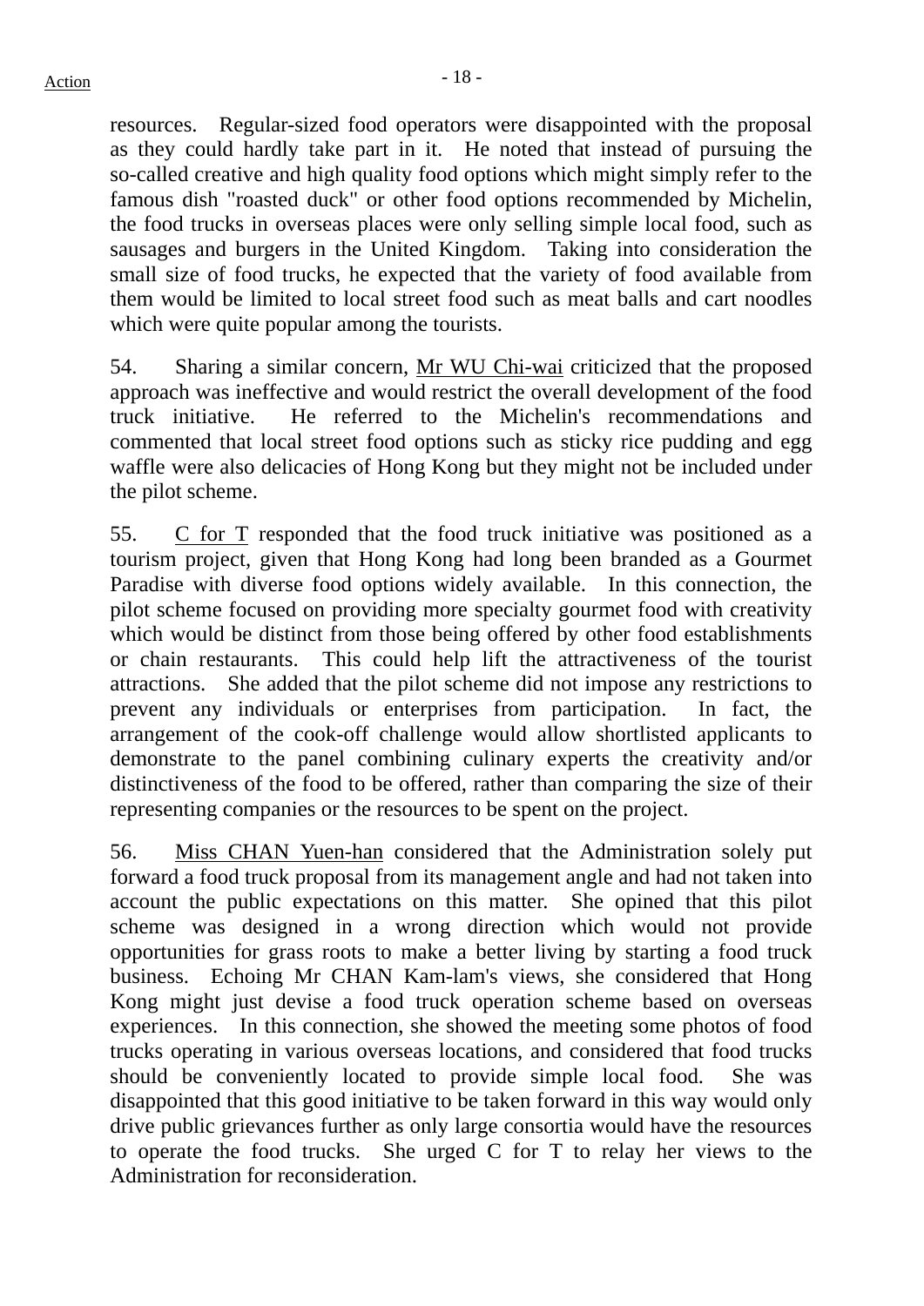resources. Regular-sized food operators were disappointed with the proposal as they could hardly take part in it. He noted that instead of pursuing the so-called creative and high quality food options which might simply refer to the famous dish "roasted duck" or other food options recommended by Michelin, the food trucks in overseas places were only selling simple local food, such as sausages and burgers in the United Kingdom. Taking into consideration the small size of food trucks, he expected that the variety of food available from them would be limited to local street food such as meat balls and cart noodles which were quite popular among the tourists.

54. Sharing a similar concern, Mr WU Chi-wai criticized that the proposed approach was ineffective and would restrict the overall development of the food truck initiative. He referred to the Michelin's recommendations and commented that local street food options such as sticky rice pudding and egg waffle were also delicacies of Hong Kong but they might not be included under the pilot scheme.

55. C for T responded that the food truck initiative was positioned as a tourism project, given that Hong Kong had long been branded as a Gourmet Paradise with diverse food options widely available. In this connection, the pilot scheme focused on providing more specialty gourmet food with creativity which would be distinct from those being offered by other food establishments or chain restaurants. This could help lift the attractiveness of the tourist attractions. She added that the pilot scheme did not impose any restrictions to prevent any individuals or enterprises from participation. In fact, the arrangement of the cook-off challenge would allow shortlisted applicants to demonstrate to the panel combining culinary experts the creativity and/or distinctiveness of the food to be offered, rather than comparing the size of their representing companies or the resources to be spent on the project.

56. Miss CHAN Yuen-han considered that the Administration solely put forward a food truck proposal from its management angle and had not taken into account the public expectations on this matter. She opined that this pilot scheme was designed in a wrong direction which would not provide opportunities for grass roots to make a better living by starting a food truck business. Echoing Mr CHAN Kam-lam's views, she considered that Hong Kong might just devise a food truck operation scheme based on overseas experiences. In this connection, she showed the meeting some photos of food trucks operating in various overseas locations, and considered that food trucks should be conveniently located to provide simple local food. She was disappointed that this good initiative to be taken forward in this way would only drive public grievances further as only large consortia would have the resources to operate the food trucks. She urged C for T to relay her views to the Administration for reconsideration.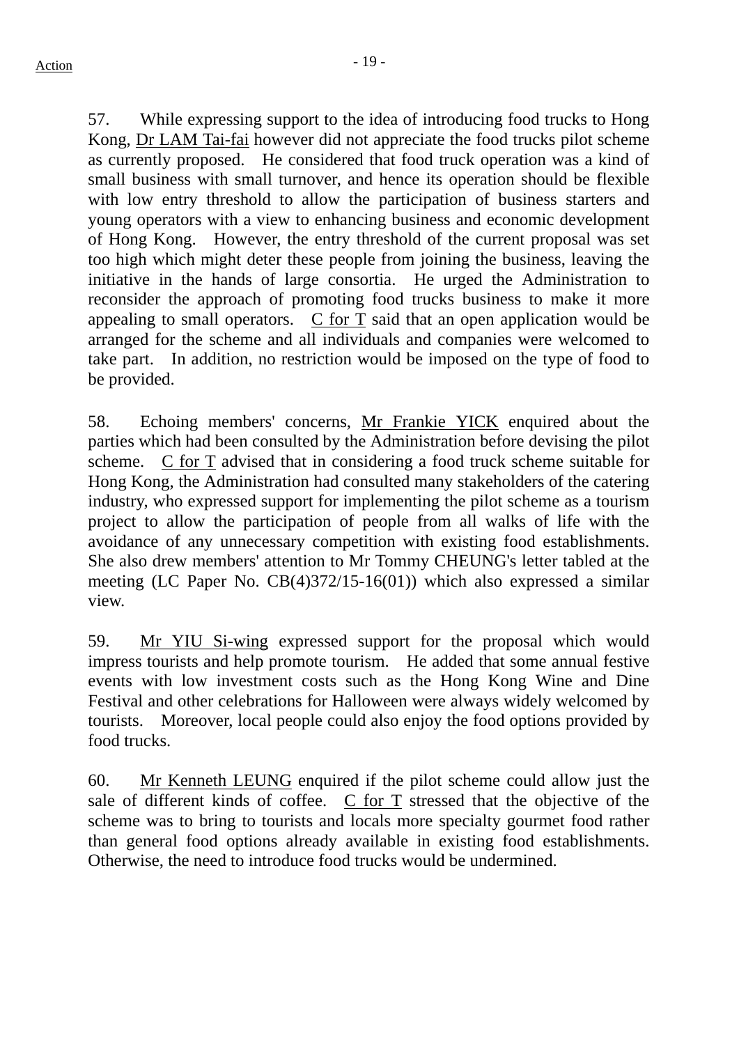57. While expressing support to the idea of introducing food trucks to Hong Kong, Dr LAM Tai-fai however did not appreciate the food trucks pilot scheme as currently proposed. He considered that food truck operation was a kind of small business with small turnover, and hence its operation should be flexible with low entry threshold to allow the participation of business starters and young operators with a view to enhancing business and economic development of Hong Kong. However, the entry threshold of the current proposal was set too high which might deter these people from joining the business, leaving the initiative in the hands of large consortia. He urged the Administration to reconsider the approach of promoting food trucks business to make it more appealing to small operators. C for T said that an open application would be arranged for the scheme and all individuals and companies were welcomed to take part. In addition, no restriction would be imposed on the type of food to be provided.

58. Echoing members' concerns, Mr Frankie YICK enquired about the parties which had been consulted by the Administration before devising the pilot scheme. C for T advised that in considering a food truck scheme suitable for Hong Kong, the Administration had consulted many stakeholders of the catering industry, who expressed support for implementing the pilot scheme as a tourism project to allow the participation of people from all walks of life with the avoidance of any unnecessary competition with existing food establishments. She also drew members' attention to Mr Tommy CHEUNG's letter tabled at the meeting (LC Paper No. CB(4)372/15-16(01)) which also expressed a similar view.

59. Mr YIU Si-wing expressed support for the proposal which would impress tourists and help promote tourism. He added that some annual festive events with low investment costs such as the Hong Kong Wine and Dine Festival and other celebrations for Halloween were always widely welcomed by tourists. Moreover, local people could also enjoy the food options provided by food trucks.

60. Mr Kenneth LEUNG enquired if the pilot scheme could allow just the sale of different kinds of coffee. C for T stressed that the objective of the scheme was to bring to tourists and locals more specialty gourmet food rather than general food options already available in existing food establishments. Otherwise, the need to introduce food trucks would be undermined.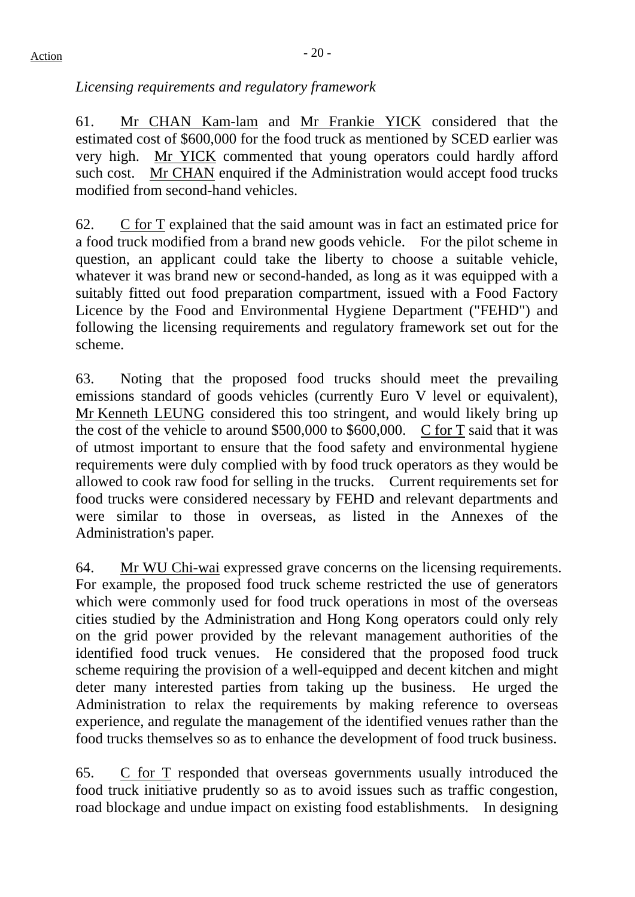*Licensing requirements and regulatory framework*

61. Mr CHAN Kam-lam and Mr Frankie YICK considered that the estimated cost of $600,000 for the food truck as mentioned by SCED earlier was very high. Mr YICK commented that young operators could hardly afford such cost. Mr CHAN enquired if the Administration would accept food trucks modified from second-hand vehicles.

62. C for T explained that the said amount was in fact an estimated price for a food truck modified from a brand new goods vehicle. For the pilot scheme in question, an applicant could take the liberty to choose a suitable vehicle, whatever it was brand new or second-handed, as long as it was equipped with a suitably fitted out food preparation compartment, issued with a Food Factory Licence by the Food and Environmental Hygiene Department ("FEHD") and following the licensing requirements and regulatory framework set out for the scheme.

63. Noting that the proposed food trucks should meet the prevailing emissions standard of goods vehicles (currently Euro V level or equivalent), Mr Kenneth LEUNG considered this too stringent, and would likely bring up the cost of the vehicle to around $500,000 to $600,000. C for T said that it was of utmost important to ensure that the food safety and environmental hygiene requirements were duly complied with by food truck operators as they would be allowed to cook raw food for selling in the trucks. Current requirements set for food trucks were considered necessary by FEHD and relevant departments and were similar to those in overseas, as listed in the Annexes of the Administration's paper.

64. Mr WU Chi-wai expressed grave concerns on the licensing requirements. For example, the proposed food truck scheme restricted the use of generators which were commonly used for food truck operations in most of the overseas cities studied by the Administration and Hong Kong operators could only rely on the grid power provided by the relevant management authorities of the identified food truck venues. He considered that the proposed food truck scheme requiring the provision of a well-equipped and decent kitchen and might deter many interested parties from taking up the business. He urged the Administration to relax the requirements by making reference to overseas experience, and regulate the management of the identified venues rather than the food trucks themselves so as to enhance the development of food truck business.

65. C for T responded that overseas governments usually introduced the food truck initiative prudently so as to avoid issues such as traffic congestion, road blockage and undue impact on existing food establishments. In designing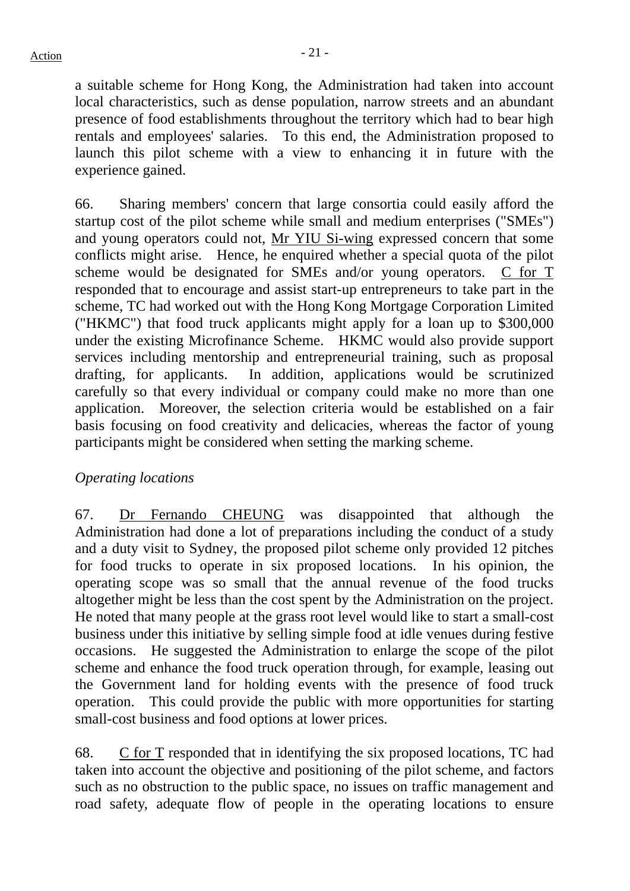a suitable scheme for Hong Kong, the Administration had taken into account local characteristics, such as dense population, narrow streets and an abundant presence of food establishments throughout the territory which had to bear high rentals and employees' salaries. To this end, the Administration proposed to launch this pilot scheme with a view to enhancing it in future with the experience gained.

66. Sharing members' concern that large consortia could easily afford the startup cost of the pilot scheme while small and medium enterprises ("SMEs") and young operators could not, Mr YIU Si-wing expressed concern that some conflicts might arise. Hence, he enquired whether a special quota of the pilot scheme would be designated for SMEs and/or young operators. C for T responded that to encourage and assist start-up entrepreneurs to take part in the scheme, TC had worked out with the Hong Kong Mortgage Corporation Limited ("HKMC") that food truck applicants might apply for a loan up to $300,000 under the existing Microfinance Scheme. HKMC would also provide support services including mentorship and entrepreneurial training, such as proposal drafting, for applicants. In addition, applications would be scrutinized carefully so that every individual or company could make no more than one application. Moreover, the selection criteria would be established on a fair basis focusing on food creativity and delicacies, whereas the factor of young participants might be considered when setting the marking scheme.

*Operating locations*

67. Dr Fernando CHEUNG was disappointed that although the Administration had done a lot of preparations including the conduct of a study and a duty visit to Sydney, the proposed pilot scheme only provided 12 pitches for food trucks to operate in six proposed locations. In his opinion, the operating scope was so small that the annual revenue of the food trucks altogether might be less than the cost spent by the Administration on the project. He noted that many people at the grass root level would like to start a small-cost business under this initiative by selling simple food at idle venues during festive occasions. He suggested the Administration to enlarge the scope of the pilot scheme and enhance the food truck operation through, for example, leasing out the Government land for holding events with the presence of food truck operation. This could provide the public with more opportunities for starting small-cost business and food options at lower prices.

68. C for T responded that in identifying the six proposed locations, TC had taken into account the objective and positioning of the pilot scheme, and factors such as no obstruction to the public space, no issues on traffic management and road safety, adequate flow of people in the operating locations to ensure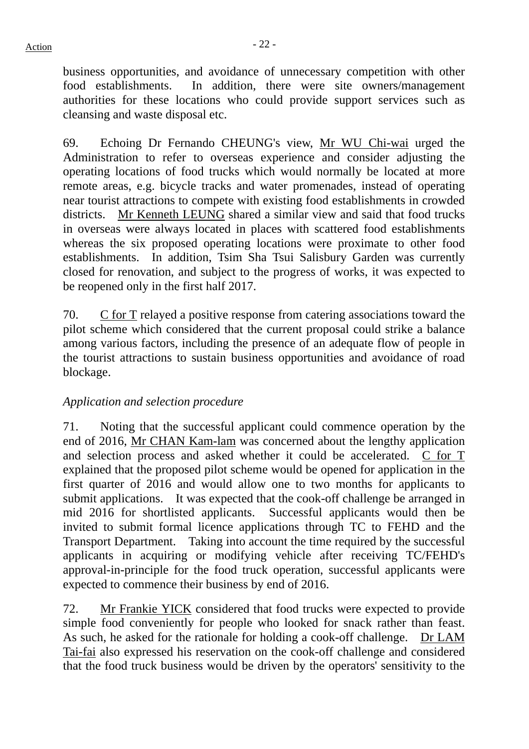business opportunities, and avoidance of unnecessary competition with other food establishments. In addition, there were site owners/management authorities for these locations who could provide support services such as cleansing and waste disposal etc.

69. Echoing Dr Fernando CHEUNG's view, Mr WU Chi-wai urged the Administration to refer to overseas experience and consider adjusting the operating locations of food trucks which would normally be located at more remote areas, e.g. bicycle tracks and water promenades, instead of operating near tourist attractions to compete with existing food establishments in crowded districts. Mr Kenneth LEUNG shared a similar view and said that food trucks in overseas were always located in places with scattered food establishments whereas the six proposed operating locations were proximate to other food establishments. In addition, Tsim Sha Tsui Salisbury Garden was currently closed for renovation, and subject to the progress of works, it was expected to be reopened only in the first half 2017.

70. C for T relayed a positive response from catering associations toward the pilot scheme which considered that the current proposal could strike a balance among various factors, including the presence of an adequate flow of people in the tourist attractions to sustain business opportunities and avoidance of road blockage.

*Application and selection procedure*

71. Noting that the successful applicant could commence operation by the end of 2016, Mr CHAN Kam-lam was concerned about the lengthy application and selection process and asked whether it could be accelerated. C for T explained that the proposed pilot scheme would be opened for application in the first quarter of 2016 and would allow one to two months for applicants to submit applications. It was expected that the cook-off challenge be arranged in mid 2016 for shortlisted applicants. Successful applicants would then be invited to submit formal licence applications through TC to FEHD and the Transport Department. Taking into account the time required by the successful applicants in acquiring or modifying vehicle after receiving TC/FEHD's approval-in-principle for the food truck operation, successful applicants were expected to commence their business by end of 2016.

72. Mr Frankie YICK considered that food trucks were expected to provide simple food conveniently for people who looked for snack rather than feast. As such, he asked for the rationale for holding a cook-off challenge. Dr LAM Tai-fai also expressed his reservation on the cook-off challenge and considered that the food truck business would be driven by the operators' sensitivity to the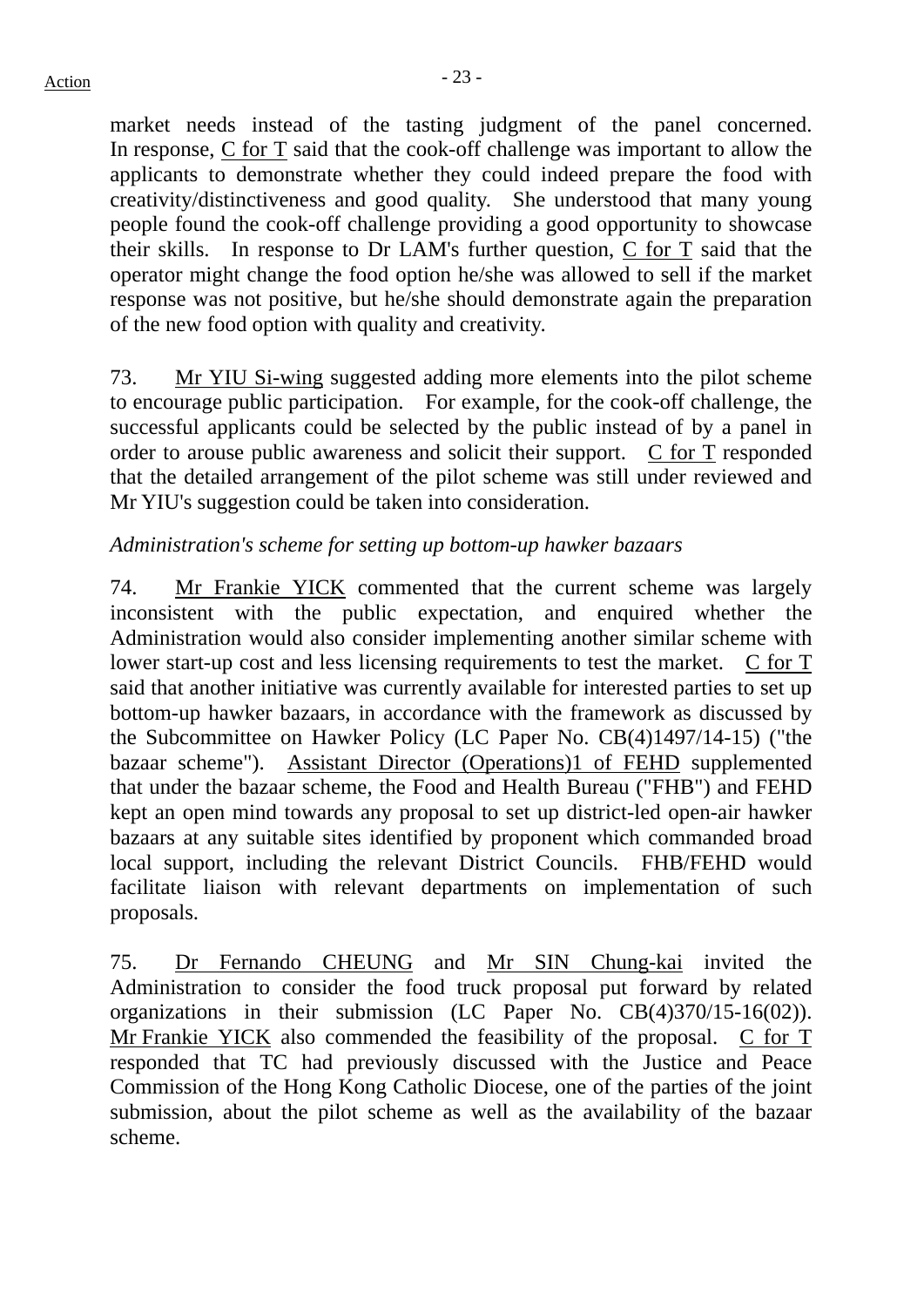market needs instead of the tasting judgment of the panel concerned. In response, C for T said that the cook-off challenge was important to allow the applicants to demonstrate whether they could indeed prepare the food with creativity/distinctiveness and good quality. She understood that many young people found the cook-off challenge providing a good opportunity to showcase their skills. In response to Dr LAM's further question, C for T said that the operator might change the food option he/she was allowed to sell if the market response was not positive, but he/she should demonstrate again the preparation of the new food option with quality and creativity.

73. Mr YIU Si-wing suggested adding more elements into the pilot scheme to encourage public participation. For example, for the cook-off challenge, the successful applicants could be selected by the public instead of by a panel in order to arouse public awareness and solicit their support. C for T responded that the detailed arrangement of the pilot scheme was still under reviewed and Mr YIU's suggestion could be taken into consideration.

*Administration's scheme for setting up bottom-up hawker bazaars*

74. Mr Frankie YICK commented that the current scheme was largely inconsistent with the public expectation, and enquired whether the Administration would also consider implementing another similar scheme with lower start-up cost and less licensing requirements to test the market. C for T said that another initiative was currently available for interested parties to set up bottom-up hawker bazaars, in accordance with the framework as discussed by the Subcommittee on Hawker Policy (LC Paper No. CB(4)1497/14-15) ("the bazaar scheme"). Assistant Director (Operations)1 of FEHD supplemented that under the bazaar scheme, the Food and Health Bureau ("FHB") and FEHD kept an open mind towards any proposal to set up district-led open-air hawker bazaars at any suitable sites identified by proponent which commanded broad local support, including the relevant District Councils. FHB/FEHD would facilitate liaison with relevant departments on implementation of such proposals.

75. Dr Fernando CHEUNG and Mr SIN Chung-kai invited the Administration to consider the food truck proposal put forward by related organizations in their submission (LC Paper No. CB(4)370/15-16(02)). Mr Frankie YICK also commended the feasibility of the proposal. C for T responded that TC had previously discussed with the Justice and Peace Commission of the Hong Kong Catholic Diocese, one of the parties of the joint submission, about the pilot scheme as well as the availability of the bazaar scheme.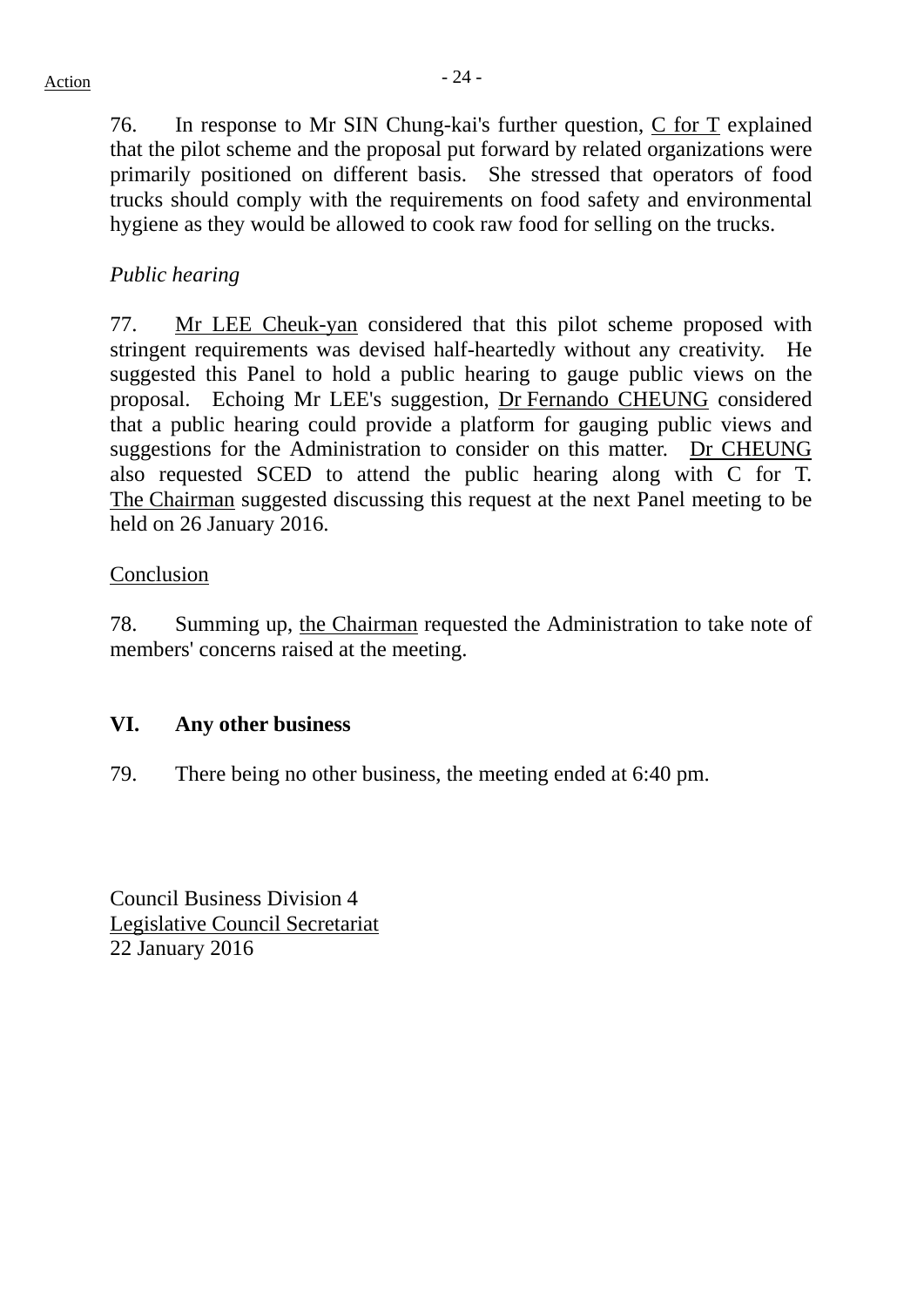76. In response to Mr SIN Chung-kai's further question, C for T explained that the pilot scheme and the proposal put forward by related organizations were primarily positioned on different basis. She stressed that operators of food trucks should comply with the requirements on food safety and environmental hygiene as they would be allowed to cook raw food for selling on the trucks.

*Public hearing*

77. Mr LEE Cheuk-yan considered that this pilot scheme proposed with stringent requirements was devised half-heartedly without any creativity. He suggested this Panel to hold a public hearing to gauge public views on the proposal. Echoing Mr LEE's suggestion, Dr Fernando CHEUNG considered that a public hearing could provide a platform for gauging public views and suggestions for the Administration to consider on this matter. Dr CHEUNG also requested SCED to attend the public hearing along with C for T. The Chairman suggested discussing this request at the next Panel meeting to be held on 26 January 2016.

Conclusion

78. Summing up, the Chairman requested the Administration to take note of members' concerns raised at the meeting.

## VI. Any other business

79. There being no other business, the meeting ended at 6:40 pm.

Council Business Division 4
Legislative Council Secretariat
22 January 2016